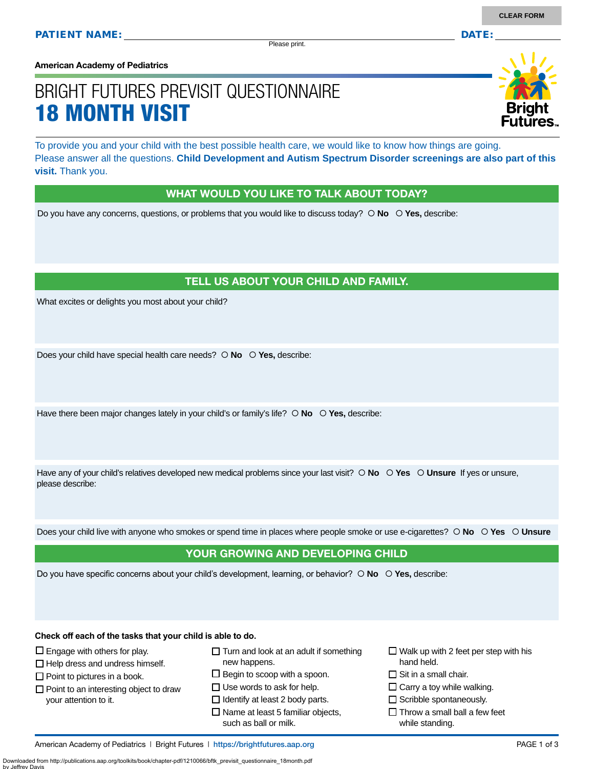CLEAR FORM

**PATIENT NAME:** ______________________________ **DATE:** __________

Please print.

**American Academy of Pediatrics**

# BRIGHT FUTURES PREVISIT QUESTIONNAIRE
# 18 MONTH VISIT

Bright Futures

To provide you and your child with the best possible health care, we would like to know how things are going. Please answer all the questions. **Child Development and Autism Spectrum Disorder screenings are also part of this visit.** Thank you.

## WHAT WOULD YOU LIKE TO TALK ABOUT TODAY?

Do you have any concerns, questions, or problems that you would like to discuss today? ○ **No** ○ **Yes,** describe:

## TELL US ABOUT YOUR CHILD AND FAMILY.

What excites or delights you most about your child?

Does your child have special health care needs? ○ **No** ○ **Yes,** describe:

Have there been major changes lately in your child's or family's life? ○ **No** ○ **Yes,** describe:

Have any of your child's relatives developed new medical problems since your last visit? ○ **No** ○ **Yes** ○ **Unsure** If yes or unsure, please describe:

Does your child live with anyone who smokes or spend time in places where people smoke or use e-cigarettes? ○ **No** ○ **Yes** ○ **Unsure**

## YOUR GROWING AND DEVELOPING CHILD

Do you have specific concerns about your child's development, learning, or behavior? ○ **No** ○ **Yes,** describe:

**Check off each of the tasks that your child is able to do.**

- ☐ Engage with others for play.
- ☐ Help dress and undress himself.
- ☐ Point to pictures in a book.
- ☐ Point to an interesting object to draw your attention to it.
- ☐ Turn and look at an adult if something new happens.
- ☐ Begin to scoop with a spoon.
- ☐ Use words to ask for help.
- ☐ Identify at least 2 body parts.
- ☐ Name at least 5 familiar objects, such as ball or milk.
- ☐ Walk up with 2 feet per step with his hand held.
- ☐ Sit in a small chair.
- ☐ Carry a toy while walking.
- ☐ Scribble spontaneously.
- ☐ Throw a small ball a few feet while standing.

American Academy of Pediatrics | Bright Futures | https://brightfutures.aap.org

Downloaded from http://publications.aap.org/toolkits/book/chapter-pdf/1210066/bftk_previsit_questionnaire_18month.pdf by Jeffrey Davis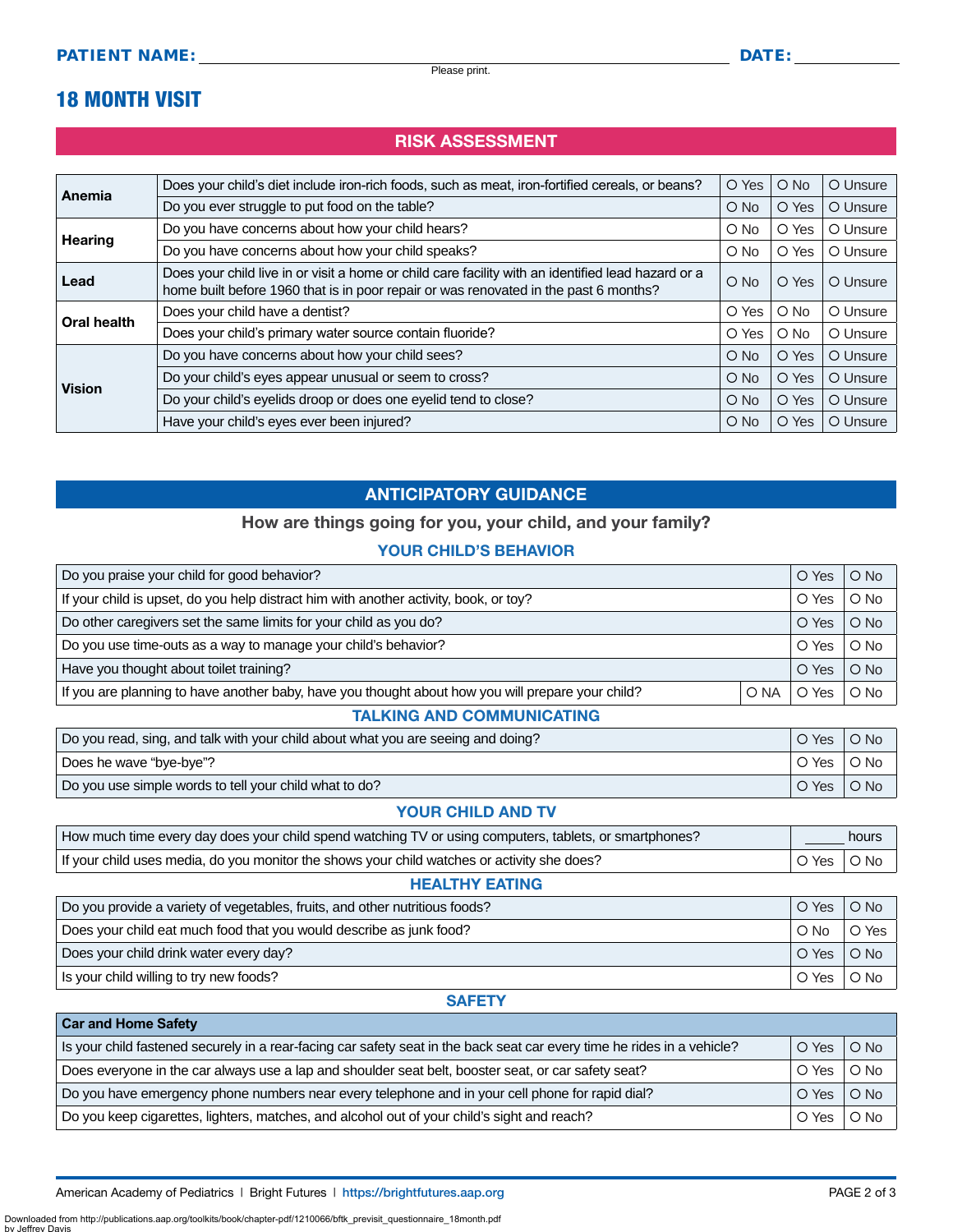**PATIENT NAME:** ______________________________ **DATE:** __________

Please print.

# 18 MONTH VISIT

## RISK ASSESSMENT

| | | | | |
|---|---|---|---|---|
| **Anemia** | Does your child's diet include iron-rich foods, such as meat, iron-fortified cereals, or beans? | O Yes | O No | O Unsure |
| | Do you ever struggle to put food on the table? | O No | O Yes | O Unsure |
| **Hearing** | Do you have concerns about how your child hears? | O No | O Yes | O Unsure |
| | Do you have concerns about how your child speaks? | O No | O Yes | O Unsure |
| **Lead** | Does your child live in or visit a home or child care facility with an identified lead hazard or a home built before 1960 that is in poor repair or was renovated in the past 6 months? | O No | O Yes | O Unsure |
| **Oral health** | Does your child have a dentist? | O Yes | O No | O Unsure |
| | Does your child's primary water source contain fluoride? | O Yes | O No | O Unsure |
| **Vision** | Do you have concerns about how your child sees? | O No | O Yes | O Unsure |
| | Do your child's eyes appear unusual or seem to cross? | O No | O Yes | O Unsure |
| | Do your child's eyelids droop or does one eyelid tend to close? | O No | O Yes | O Unsure |
| | Have your child's eyes ever been injured? | O No | O Yes | O Unsure |

## ANTICIPATORY GUIDANCE

**How are things going for you, your child, and your family?**

### YOUR CHILD'S BEHAVIOR

| | | | |
|---|---|---|---|
| Do you praise your child for good behavior? | | O Yes | O No |
| If your child is upset, do you help distract him with another activity, book, or toy? | | O Yes | O No |
| Do other caregivers set the same limits for your child as you do? | | O Yes | O No |
| Do you use time-outs as a way to manage your child's behavior? | | O Yes | O No |
| Have you thought about toilet training? | | O Yes | O No |
| If you are planning to have another baby, have you thought about how you will prepare your child? | O NA | O Yes | O No |

### TALKING AND COMMUNICATING

| | | |
|---|---|---|
| Do you read, sing, and talk with your child about what you are seeing and doing? | O Yes | O No |
| Does he wave "bye-bye"? | O Yes | O No |
| Do you use simple words to tell your child what to do? | O Yes | O No |

### YOUR CHILD AND TV

| | | |
|---|---|---|
| How much time every day does your child spend watching TV or using computers, tablets, or smartphones? | _____ hours | |
| If your child uses media, do you monitor the shows your child watches or activity she does? | O Yes | O No |

### HEALTHY EATING

| | | |
|---|---|---|
| Do you provide a variety of vegetables, fruits, and other nutritious foods? | O Yes | O No |
| Does your child eat much food that you would describe as junk food? | O No | O Yes |
| Does your child drink water every day? | O Yes | O No |
| Is your child willing to try new foods? | O Yes | O No |

### SAFETY

| **Car and Home Safety** | | |
|---|---|---|
| Is your child fastened securely in a rear-facing car safety seat in the back seat car every time he rides in a vehicle? | O Yes | O No |
| Does everyone in the car always use a lap and shoulder seat belt, booster seat, or car safety seat? | O Yes | O No |
| Do you have emergency phone numbers near every telephone and in your cell phone for rapid dial? | O Yes | O No |
| Do you keep cigarettes, lighters, matches, and alcohol out of your child's sight and reach? | O Yes | O No |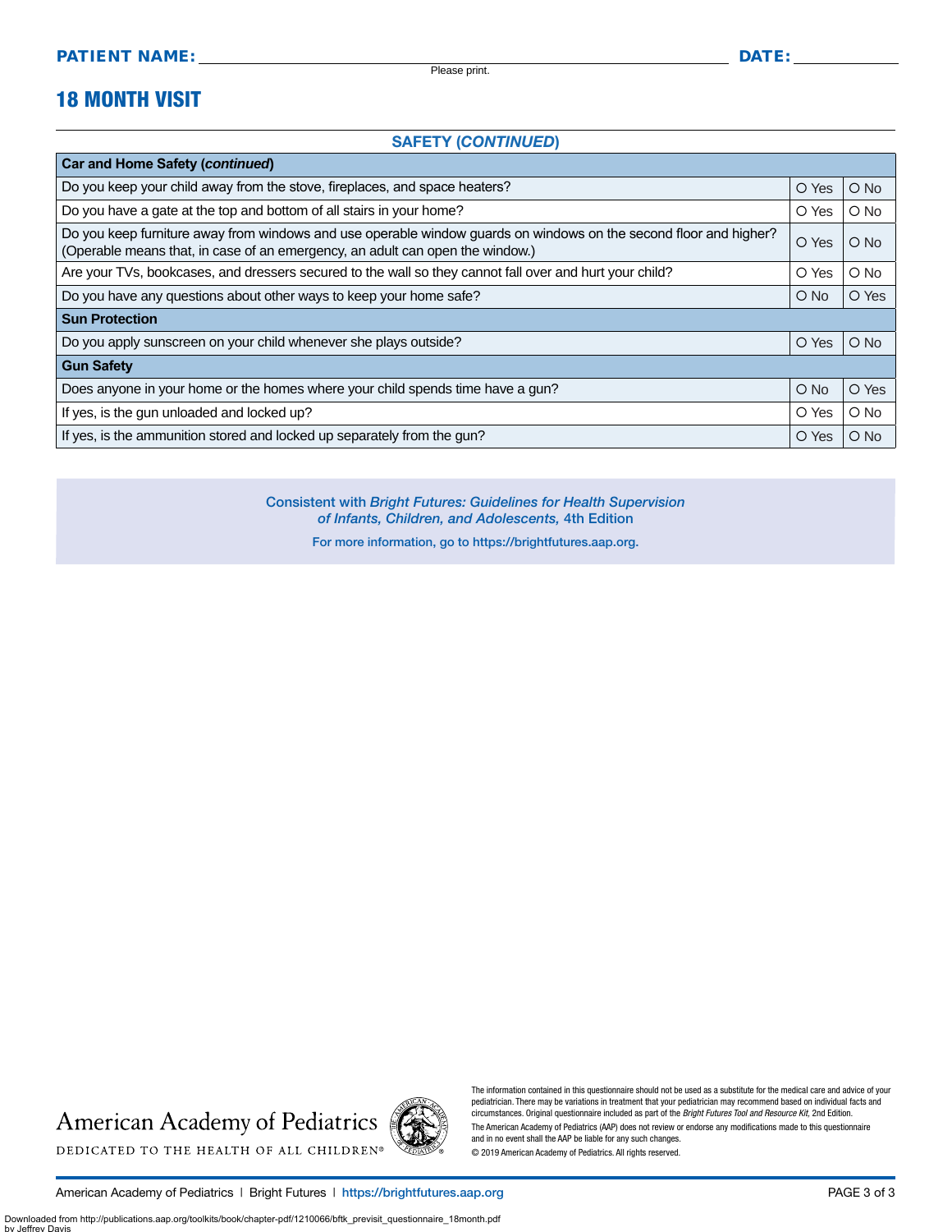**PATIENT NAME:** ____________________ **DATE:** __________

Please print.

# 18 MONTH VISIT

## SAFETY (*CONTINUED*)

| | | |
|---|---|---|
| **Car and Home Safety (*continued*)** | | |
| Do you keep your child away from the stove, fireplaces, and space heaters? | ○ Yes | ○ No |
| Do you have a gate at the top and bottom of all stairs in your home? | ○ Yes | ○ No |
| Do you keep furniture away from windows and use operable window guards on windows on the second floor and higher? (Operable means that, in case of an emergency, an adult can open the window.) | ○ Yes | ○ No |
| Are your TVs, bookcases, and dressers secured to the wall so they cannot fall over and hurt your child? | ○ Yes | ○ No |
| Do you have any questions about other ways to keep your home safe? | ○ No | ○ Yes |
| **Sun Protection** | | |
| Do you apply sunscreen on your child whenever she plays outside? | ○ Yes | ○ No |
| **Gun Safety** | | |
| Does anyone in your home or the homes where your child spends time have a gun? | ○ No | ○ Yes |
| If yes, is the gun unloaded and locked up? | ○ Yes | ○ No |
| If yes, is the ammunition stored and locked up separately from the gun? | ○ Yes | ○ No |

Consistent with *Bright Futures: Guidelines for Health Supervision of Infants, Children, and Adolescents,* 4th Edition

For more information, go to https://brightfutures.aap.org.

American Academy of Pediatrics

DEDICATED TO THE HEALTH OF ALL CHILDREN®

The information contained in this questionnaire should not be used as a substitute for the medical care and advice of your pediatrician. There may be variations in treatment that your pediatrician may recommend based on individual facts and circumstances. Original questionnaire included as part of the *Bright Futures Tool and Resource Kit,* 2nd Edition.

The American Academy of Pediatrics (AAP) does not review or endorse any modifications made to this questionnaire and in no event shall the AAP be liable for any such changes.

© 2019 American Academy of Pediatrics. All rights reserved.